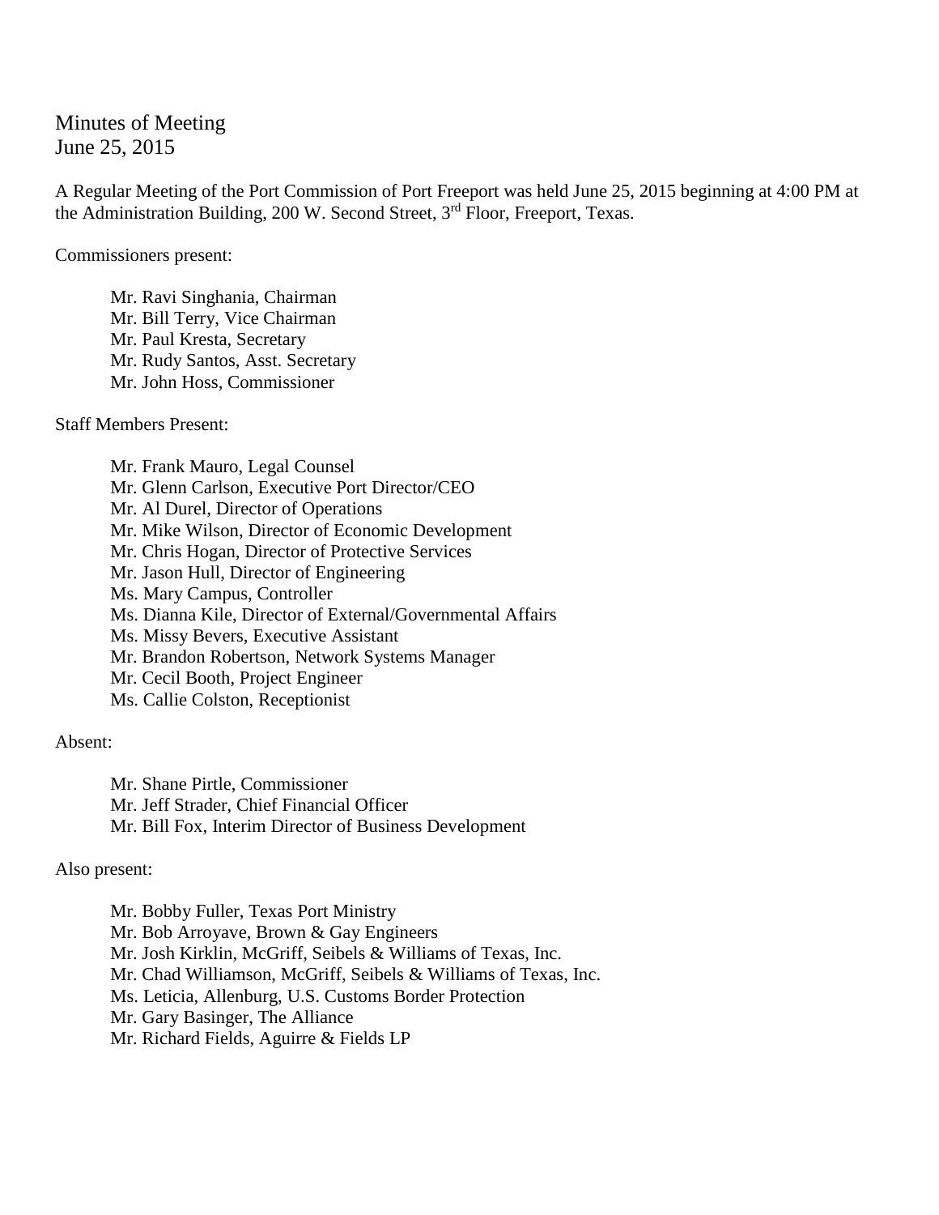Minutes of Meeting
June 25, 2015

A Regular Meeting of the Port Commission of Port Freeport was held June 25, 2015 beginning at 4:00 PM at the Administration Building, 200 W. Second Street, 3rd Floor, Freeport, Texas.

Commissioners present:

Mr. Ravi Singhania, Chairman
Mr. Bill Terry, Vice Chairman
Mr. Paul Kresta, Secretary
Mr. Rudy Santos, Asst. Secretary
Mr. John Hoss, Commissioner

Staff Members Present:

Mr. Frank Mauro, Legal Counsel
Mr. Glenn Carlson, Executive Port Director/CEO
Mr. Al Durel, Director of Operations
Mr. Mike Wilson, Director of Economic Development
Mr. Chris Hogan, Director of Protective Services
Mr. Jason Hull, Director of Engineering
Ms. Mary Campus, Controller
Ms. Dianna Kile, Director of External/Governmental Affairs
Ms. Missy Bevers, Executive Assistant
Mr. Brandon Robertson, Network Systems Manager
Mr. Cecil Booth, Project Engineer
Ms. Callie Colston, Receptionist

Absent:

Mr. Shane Pirtle, Commissioner
Mr. Jeff Strader, Chief Financial Officer
Mr. Bill Fox, Interim Director of Business Development

Also present:

Mr. Bobby Fuller, Texas Port Ministry
Mr. Bob Arroyave, Brown & Gay Engineers
Mr. Josh Kirklin, McGriff, Seibels & Williams of Texas, Inc.
Mr. Chad Williamson, McGriff, Seibels & Williams of Texas, Inc.
Ms. Leticia, Allenburg, U.S. Customs Border Protection
Mr. Gary Basinger, The Alliance
Mr. Richard Fields, Aguirre & Fields LP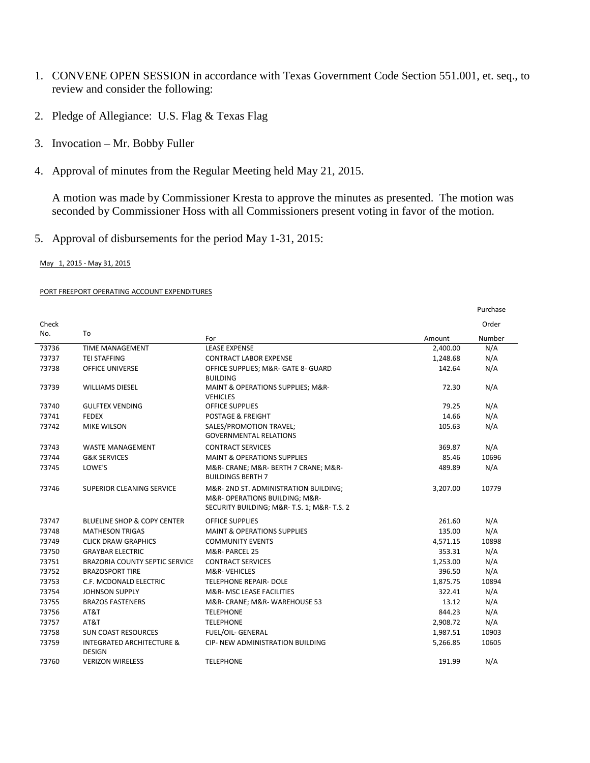1. CONVENE OPEN SESSION in accordance with Texas Government Code Section 551.001, et. seq., to review and consider the following:

2. Pledge of Allegiance: U.S. Flag & Texas Flag

3. Invocation – Mr. Bobby Fuller

4. Approval of minutes from the Regular Meeting held May 21, 2015.

   A motion was made by Commissioner Kresta to approve the minutes as presented. The motion was seconded by Commissioner Hoss with all Commissioners present voting in favor of the motion.

5. Approval of disbursements for the period May 1-31, 2015:

May 1, 2015 - May 31, 2015

PORT FREEPORT OPERATING ACCOUNT EXPENDITURES

| Check No. | To | For | Amount | Purchase Order Number |
|---|---|---|---|---|
| 73736 | TIME MANAGEMENT | LEASE EXPENSE | 2,400.00 | N/A |
| 73737 | TEI STAFFING | CONTRACT LABOR EXPENSE | 1,248.68 | N/A |
| 73738 | OFFICE UNIVERSE | OFFICE SUPPLIES; M&R- GATE 8- GUARD BUILDING | 142.64 | N/A |
| 73739 | WILLIAMS DIESEL | MAINT & OPERATIONS SUPPLIES; M&R- VEHICLES | 72.30 | N/A |
| 73740 | GULFTEX VENDING | OFFICE SUPPLIES | 79.25 | N/A |
| 73741 | FEDEX | POSTAGE & FREIGHT | 14.66 | N/A |
| 73742 | MIKE WILSON | SALES/PROMOTION TRAVEL; GOVERNMENTAL RELATIONS | 105.63 | N/A |
| 73743 | WASTE MANAGEMENT | CONTRACT SERVICES | 369.87 | N/A |
| 73744 | G&K SERVICES | MAINT & OPERATIONS SUPPLIES | 85.46 | 10696 |
| 73745 | LOWE'S | M&R- CRANE; M&R- BERTH 7 CRANE; M&R- BUILDINGS BERTH 7 | 489.89 | N/A |
| 73746 | SUPERIOR CLEANING SERVICE | M&R- 2ND ST. ADMINISTRATION BUILDING; M&R- OPERATIONS BUILDING; M&R- SECURITY BUILDING; M&R- T.S. 1; M&R- T.S. 2 | 3,207.00 | 10779 |
| 73747 | BLUELINE SHOP & COPY CENTER | OFFICE SUPPLIES | 261.60 | N/A |
| 73748 | MATHESON TRIGAS | MAINT & OPERATIONS SUPPLIES | 135.00 | N/A |
| 73749 | CLICK DRAW GRAPHICS | COMMUNITY EVENTS | 4,571.15 | 10898 |
| 73750 | GRAYBAR ELECTRIC | M&R- PARCEL 25 | 353.31 | N/A |
| 73751 | BRAZORIA COUNTY SEPTIC SERVICE | CONTRACT SERVICES | 1,253.00 | N/A |
| 73752 | BRAZOSPORT TIRE | M&R- VEHICLES | 396.50 | N/A |
| 73753 | C.F. MCDONALD ELECTRIC | TELEPHONE REPAIR- DOLE | 1,875.75 | 10894 |
| 73754 | JOHNSON SUPPLY | M&R- MSC LEASE FACILITIES | 322.41 | N/A |
| 73755 | BRAZOS FASTENERS | M&R- CRANE; M&R- WAREHOUSE 53 | 13.12 | N/A |
| 73756 | AT&T | TELEPHONE | 844.23 | N/A |
| 73757 | AT&T | TELEPHONE | 2,908.72 | N/A |
| 73758 | SUN COAST RESOURCES | FUEL/OIL- GENERAL | 1,987.51 | 10903 |
| 73759 | INTEGRATED ARCHITECTURE & DESIGN | CIP- NEW ADMINISTRATION BUILDING | 5,266.85 | 10605 |
| 73760 | VERIZON WIRELESS | TELEPHONE | 191.99 | N/A |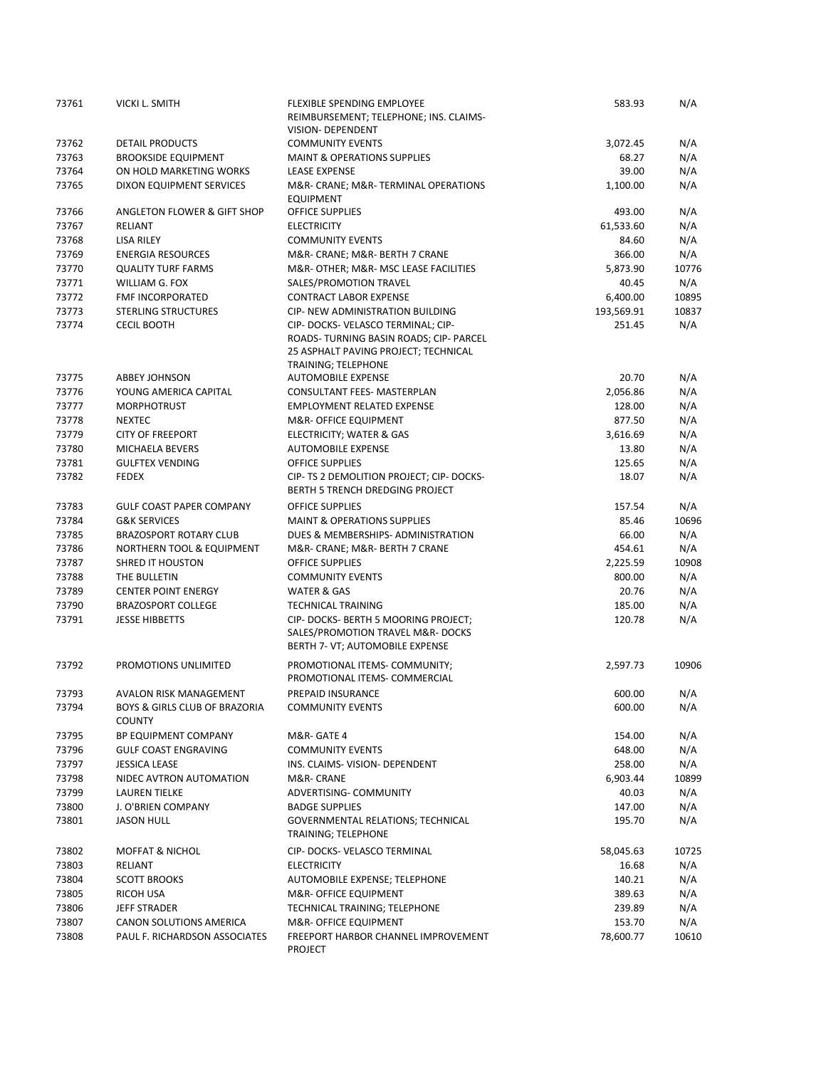| | | | | |
|---|---|---|---|---|
| 73761 | VICKI L. SMITH | FLEXIBLE SPENDING EMPLOYEE REIMBURSEMENT; TELEPHONE; INS. CLAIMS- VISION- DEPENDENT | 583.93 | N/A |
| 73762 | DETAIL PRODUCTS | COMMUNITY EVENTS | 3,072.45 | N/A |
| 73763 | BROOKSIDE EQUIPMENT | MAINT & OPERATIONS SUPPLIES | 68.27 | N/A |
| 73764 | ON HOLD MARKETING WORKS | LEASE EXPENSE | 39.00 | N/A |
| 73765 | DIXON EQUIPMENT SERVICES | M&R- CRANE; M&R- TERMINAL OPERATIONS EQUIPMENT | 1,100.00 | N/A |
| 73766 | ANGLETON FLOWER & GIFT SHOP | OFFICE SUPPLIES | 493.00 | N/A |
| 73767 | RELIANT | ELECTRICITY | 61,533.60 | N/A |
| 73768 | LISA RILEY | COMMUNITY EVENTS | 84.60 | N/A |
| 73769 | ENERGIA RESOURCES | M&R- CRANE; M&R- BERTH 7 CRANE | 366.00 | N/A |
| 73770 | QUALITY TURF FARMS | M&R- OTHER; M&R- MSC LEASE FACILITIES | 5,873.90 | 10776 |
| 73771 | WILLIAM G. FOX | SALES/PROMOTION TRAVEL | 40.45 | N/A |
| 73772 | FMF INCORPORATED | CONTRACT LABOR EXPENSE | 6,400.00 | 10895 |
| 73773 | STERLING STRUCTURES | CIP- NEW ADMINISTRATION BUILDING | 193,569.91 | 10837 |
| 73774 | CECIL BOOTH | CIP- DOCKS- VELASCO TERMINAL; CIP- ROADS- TURNING BASIN ROADS; CIP- PARCEL 25 ASPHALT PAVING PROJECT; TECHNICAL TRAINING; TELEPHONE | 251.45 | N/A |
| 73775 | ABBEY JOHNSON | AUTOMOBILE EXPENSE | 20.70 | N/A |
| 73776 | YOUNG AMERICA CAPITAL | CONSULTANT FEES- MASTERPLAN | 2,056.86 | N/A |
| 73777 | MORPHOTRUST | EMPLOYMENT RELATED EXPENSE | 128.00 | N/A |
| 73778 | NEXTEC | M&R- OFFICE EQUIPMENT | 877.50 | N/A |
| 73779 | CITY OF FREEPORT | ELECTRICITY; WATER & GAS | 3,616.69 | N/A |
| 73780 | MICHAELA BEVERS | AUTOMOBILE EXPENSE | 13.80 | N/A |
| 73781 | GULFTEX VENDING | OFFICE SUPPLIES | 125.65 | N/A |
| 73782 | FEDEX | CIP- TS 2 DEMOLITION PROJECT; CIP- DOCKS- BERTH 5 TRENCH DREDGING PROJECT | 18.07 | N/A |
| 73783 | GULF COAST PAPER COMPANY | OFFICE SUPPLIES | 157.54 | N/A |
| 73784 | G&K SERVICES | MAINT & OPERATIONS SUPPLIES | 85.46 | 10696 |
| 73785 | BRAZOSPORT ROTARY CLUB | DUES & MEMBERSHIPS- ADMINISTRATION | 66.00 | N/A |
| 73786 | NORTHERN TOOL & EQUIPMENT | M&R- CRANE; M&R- BERTH 7 CRANE | 454.61 | N/A |
| 73787 | SHRED IT HOUSTON | OFFICE SUPPLIES | 2,225.59 | 10908 |
| 73788 | THE BULLETIN | COMMUNITY EVENTS | 800.00 | N/A |
| 73789 | CENTER POINT ENERGY | WATER & GAS | 20.76 | N/A |
| 73790 | BRAZOSPORT COLLEGE | TECHNICAL TRAINING | 185.00 | N/A |
| 73791 | JESSE HIBBETTS | CIP- DOCKS- BERTH 5 MOORING PROJECT; SALES/PROMOTION TRAVEL M&R- DOCKS BERTH 7- VT; AUTOMOBILE EXPENSE | 120.78 | N/A |
| 73792 | PROMOTIONS UNLIMITED | PROMOTIONAL ITEMS- COMMUNITY; PROMOTIONAL ITEMS- COMMERCIAL | 2,597.73 | 10906 |
| 73793 | AVALON RISK MANAGEMENT | PREPAID INSURANCE | 600.00 | N/A |
| 73794 | BOYS & GIRLS CLUB OF BRAZORIA COUNTY | COMMUNITY EVENTS | 600.00 | N/A |
| 73795 | BP EQUIPMENT COMPANY | M&R- GATE 4 | 154.00 | N/A |
| 73796 | GULF COAST ENGRAVING | COMMUNITY EVENTS | 648.00 | N/A |
| 73797 | JESSICA LEASE | INS. CLAIMS- VISION- DEPENDENT | 258.00 | N/A |
| 73798 | NIDEC AVTRON AUTOMATION | M&R- CRANE | 6,903.44 | 10899 |
| 73799 | LAUREN TIELKE | ADVERTISING- COMMUNITY | 40.03 | N/A |
| 73800 | J. O'BRIEN COMPANY | BADGE SUPPLIES | 147.00 | N/A |
| 73801 | JASON HULL | GOVERNMENTAL RELATIONS; TECHNICAL TRAINING; TELEPHONE | 195.70 | N/A |
| 73802 | MOFFAT & NICHOL | CIP- DOCKS- VELASCO TERMINAL | 58,045.63 | 10725 |
| 73803 | RELIANT | ELECTRICITY | 16.68 | N/A |
| 73804 | SCOTT BROOKS | AUTOMOBILE EXPENSE; TELEPHONE | 140.21 | N/A |
| 73805 | RICOH USA | M&R- OFFICE EQUIPMENT | 389.63 | N/A |
| 73806 | JEFF STRADER | TECHNICAL TRAINING; TELEPHONE | 239.89 | N/A |
| 73807 | CANON SOLUTIONS AMERICA | M&R- OFFICE EQUIPMENT | 153.70 | N/A |
| 73808 | PAUL F. RICHARDSON ASSOCIATES | FREEPORT HARBOR CHANNEL IMPROVEMENT PROJECT | 78,600.77 | 10610 |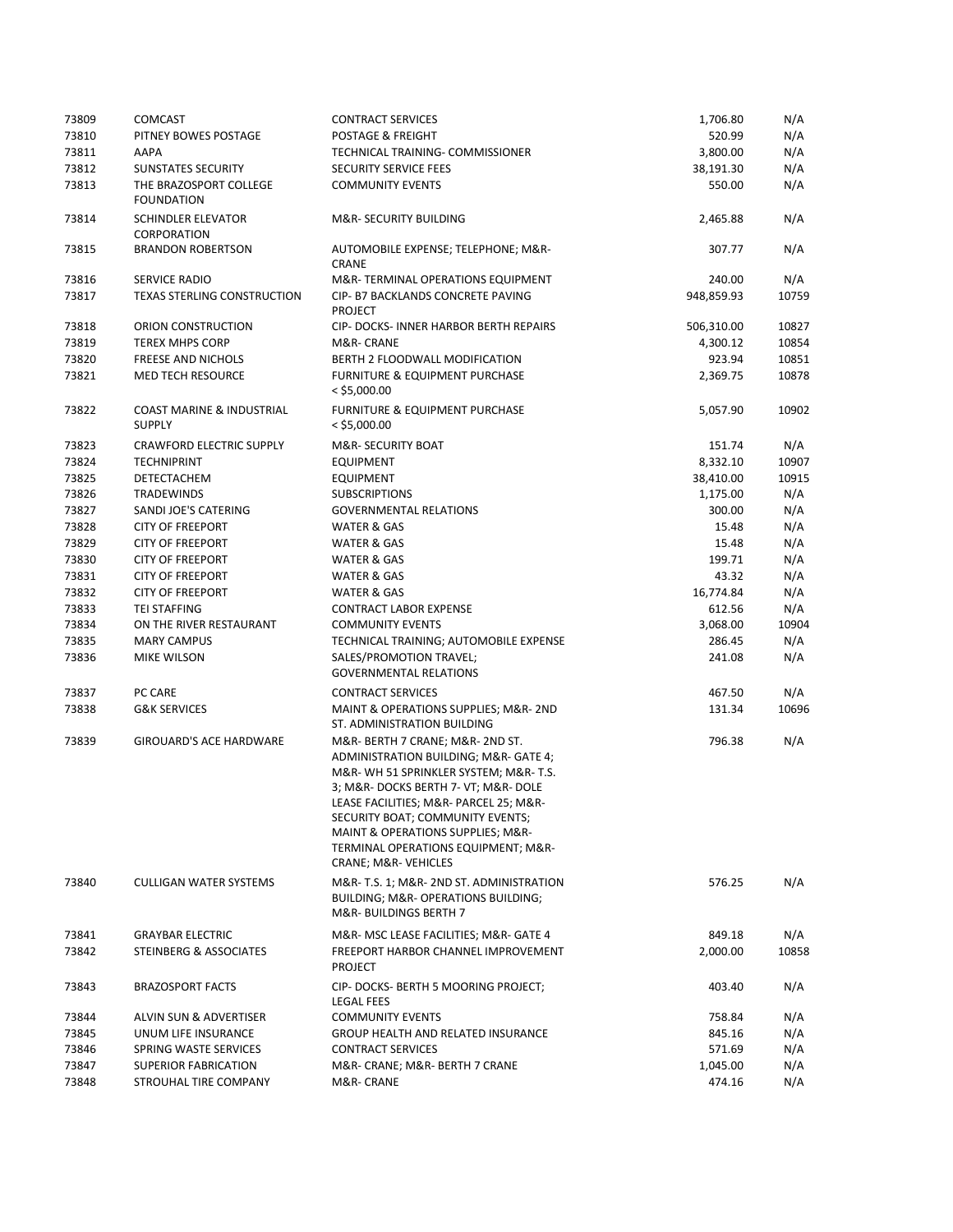| | | | | |
|---|---|---|---|---|
| 73809 | COMCAST | CONTRACT SERVICES | 1,706.80 | N/A |
| 73810 | PITNEY BOWES POSTAGE | POSTAGE & FREIGHT | 520.99 | N/A |
| 73811 | AAPA | TECHNICAL TRAINING- COMMISSIONER | 3,800.00 | N/A |
| 73812 | SUNSTATES SECURITY | SECURITY SERVICE FEES | 38,191.30 | N/A |
| 73813 | THE BRAZOSPORT COLLEGE FOUNDATION | COMMUNITY EVENTS | 550.00 | N/A |
| 73814 | SCHINDLER ELEVATOR CORPORATION | M&R- SECURITY BUILDING | 2,465.88 | N/A |
| 73815 | BRANDON ROBERTSON | AUTOMOBILE EXPENSE; TELEPHONE; M&R- CRANE | 307.77 | N/A |
| 73816 | SERVICE RADIO | M&R- TERMINAL OPERATIONS EQUIPMENT | 240.00 | N/A |
| 73817 | TEXAS STERLING CONSTRUCTION | CIP- B7 BACKLANDS CONCRETE PAVING PROJECT | 948,859.93 | 10759 |
| 73818 | ORION CONSTRUCTION | CIP- DOCKS- INNER HARBOR BERTH REPAIRS | 506,310.00 | 10827 |
| 73819 | TEREX MHPS CORP | M&R- CRANE | 4,300.12 | 10854 |
| 73820 | FREESE AND NICHOLS | BERTH 2 FLOODWALL MODIFICATION | 923.94 | 10851 |
| 73821 | MED TECH RESOURCE | FURNITURE & EQUIPMENT PURCHASE < $5,000.00 | 2,369.75 | 10878 |
| 73822 | COAST MARINE & INDUSTRIAL SUPPLY | FURNITURE & EQUIPMENT PURCHASE < $5,000.00 | 5,057.90 | 10902 |
| 73823 | CRAWFORD ELECTRIC SUPPLY | M&R- SECURITY BOAT | 151.74 | N/A |
| 73824 | TECHNIPRINT | EQUIPMENT | 8,332.10 | 10907 |
| 73825 | DETECTACHEM | EQUIPMENT | 38,410.00 | 10915 |
| 73826 | TRADEWINDS | SUBSCRIPTIONS | 1,175.00 | N/A |
| 73827 | SANDI JOE'S CATERING | GOVERNMENTAL RELATIONS | 300.00 | N/A |
| 73828 | CITY OF FREEPORT | WATER & GAS | 15.48 | N/A |
| 73829 | CITY OF FREEPORT | WATER & GAS | 15.48 | N/A |
| 73830 | CITY OF FREEPORT | WATER & GAS | 199.71 | N/A |
| 73831 | CITY OF FREEPORT | WATER & GAS | 43.32 | N/A |
| 73832 | CITY OF FREEPORT | WATER & GAS | 16,774.84 | N/A |
| 73833 | TEI STAFFING | CONTRACT LABOR EXPENSE | 612.56 | N/A |
| 73834 | ON THE RIVER RESTAURANT | COMMUNITY EVENTS | 3,068.00 | 10904 |
| 73835 | MARY CAMPUS | TECHNICAL TRAINING; AUTOMOBILE EXPENSE | 286.45 | N/A |
| 73836 | MIKE WILSON | SALES/PROMOTION TRAVEL; GOVERNMENTAL RELATIONS | 241.08 | N/A |
| 73837 | PC CARE | CONTRACT SERVICES | 467.50 | N/A |
| 73838 | G&K SERVICES | MAINT & OPERATIONS SUPPLIES; M&R- 2ND ST. ADMINISTRATION BUILDING | 131.34 | 10696 |
| 73839 | GIROUARD'S ACE HARDWARE | M&R- BERTH 7 CRANE; M&R- 2ND ST. ADMINISTRATION BUILDING; M&R- GATE 4; M&R- WH 51 SPRINKLER SYSTEM; M&R- T.S. 3; M&R- DOCKS BERTH 7- VT; M&R- DOLE LEASE FACILITIES; M&R- PARCEL 25; M&R- SECURITY BOAT; COMMUNITY EVENTS; MAINT & OPERATIONS SUPPLIES; M&R- TERMINAL OPERATIONS EQUIPMENT; M&R- CRANE; M&R- VEHICLES | 796.38 | N/A |
| 73840 | CULLIGAN WATER SYSTEMS | M&R- T.S. 1; M&R- 2ND ST. ADMINISTRATION BUILDING; M&R- OPERATIONS BUILDING; M&R- BUILDINGS BERTH 7 | 576.25 | N/A |
| 73841 | GRAYBAR ELECTRIC | M&R- MSC LEASE FACILITIES; M&R- GATE 4 | 849.18 | N/A |
| 73842 | STEINBERG & ASSOCIATES | FREEPORT HARBOR CHANNEL IMPROVEMENT PROJECT | 2,000.00 | 10858 |
| 73843 | BRAZOSPORT FACTS | CIP- DOCKS- BERTH 5 MOORING PROJECT; LEGAL FEES | 403.40 | N/A |
| 73844 | ALVIN SUN & ADVERTISER | COMMUNITY EVENTS | 758.84 | N/A |
| 73845 | UNUM LIFE INSURANCE | GROUP HEALTH AND RELATED INSURANCE | 845.16 | N/A |
| 73846 | SPRING WASTE SERVICES | CONTRACT SERVICES | 571.69 | N/A |
| 73847 | SUPERIOR FABRICATION | M&R- CRANE; M&R- BERTH 7 CRANE | 1,045.00 | N/A |
| 73848 | STROUHAL TIRE COMPANY | M&R- CRANE | 474.16 | N/A |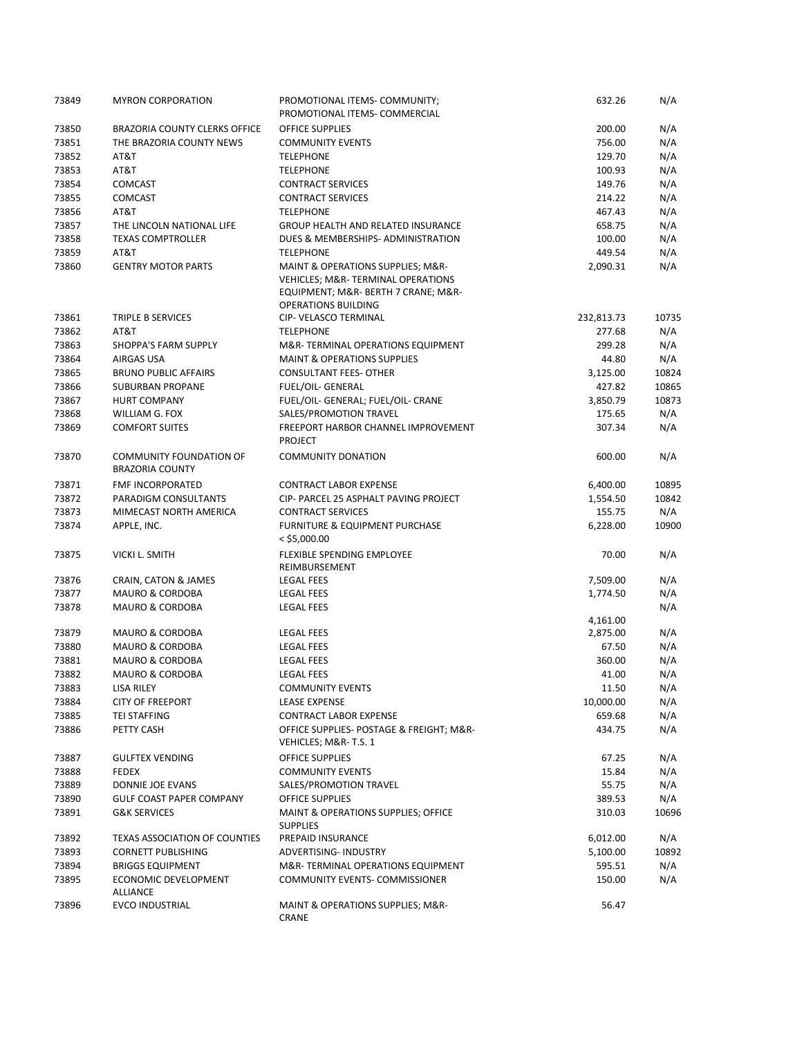| | | | | |
|---|---|---|---|---|
| 73849 | MYRON CORPORATION | PROMOTIONAL ITEMS- COMMUNITY; PROMOTIONAL ITEMS- COMMERCIAL | 632.26 | N/A |
| 73850 | BRAZORIA COUNTY CLERKS OFFICE | OFFICE SUPPLIES | 200.00 | N/A |
| 73851 | THE BRAZORIA COUNTY NEWS | COMMUNITY EVENTS | 756.00 | N/A |
| 73852 | AT&T | TELEPHONE | 129.70 | N/A |
| 73853 | AT&T | TELEPHONE | 100.93 | N/A |
| 73854 | COMCAST | CONTRACT SERVICES | 149.76 | N/A |
| 73855 | COMCAST | CONTRACT SERVICES | 214.22 | N/A |
| 73856 | AT&T | TELEPHONE | 467.43 | N/A |
| 73857 | THE LINCOLN NATIONAL LIFE | GROUP HEALTH AND RELATED INSURANCE | 658.75 | N/A |
| 73858 | TEXAS COMPTROLLER | DUES & MEMBERSHIPS- ADMINISTRATION | 100.00 | N/A |
| 73859 | AT&T | TELEPHONE | 449.54 | N/A |
| 73860 | GENTRY MOTOR PARTS | MAINT & OPERATIONS SUPPLIES; M&R- VEHICLES; M&R- TERMINAL OPERATIONS EQUIPMENT; M&R- BERTH 7 CRANE; M&R- OPERATIONS BUILDING | 2,090.31 | N/A |
| 73861 | TRIPLE B SERVICES | CIP- VELASCO TERMINAL | 232,813.73 | 10735 |
| 73862 | AT&T | TELEPHONE | 277.68 | N/A |
| 73863 | SHOPPA'S FARM SUPPLY | M&R- TERMINAL OPERATIONS EQUIPMENT | 299.28 | N/A |
| 73864 | AIRGAS USA | MAINT & OPERATIONS SUPPLIES | 44.80 | N/A |
| 73865 | BRUNO PUBLIC AFFAIRS | CONSULTANT FEES- OTHER | 3,125.00 | 10824 |
| 73866 | SUBURBAN PROPANE | FUEL/OIL- GENERAL | 427.82 | 10865 |
| 73867 | HURT COMPANY | FUEL/OIL- GENERAL; FUEL/OIL- CRANE | 3,850.79 | 10873 |
| 73868 | WILLIAM G. FOX | SALES/PROMOTION TRAVEL | 175.65 | N/A |
| 73869 | COMFORT SUITES | FREEPORT HARBOR CHANNEL IMPROVEMENT PROJECT | 307.34 | N/A |
| 73870 | COMMUNITY FOUNDATION OF BRAZORIA COUNTY | COMMUNITY DONATION | 600.00 | N/A |
| 73871 | FMF INCORPORATED | CONTRACT LABOR EXPENSE | 6,400.00 | 10895 |
| 73872 | PARADIGM CONSULTANTS | CIP- PARCEL 25 ASPHALT PAVING PROJECT | 1,554.50 | 10842 |
| 73873 | MIMECAST NORTH AMERICA | CONTRACT SERVICES | 155.75 | N/A |
| 73874 | APPLE, INC. | FURNITURE & EQUIPMENT PURCHASE < $5,000.00 | 6,228.00 | 10900 |
| 73875 | VICKI L. SMITH | FLEXIBLE SPENDING EMPLOYEE REIMBURSEMENT | 70.00 | N/A |
| 73876 | CRAIN, CATON & JAMES | LEGAL FEES | 7,509.00 | N/A |
| 73877 | MAURO & CORDOBA | LEGAL FEES | 1,774.50 | N/A |
| 73878 | MAURO & CORDOBA | LEGAL FEES | 4,161.00 | N/A |
| 73879 | MAURO & CORDOBA | LEGAL FEES | 2,875.00 | N/A |
| 73880 | MAURO & CORDOBA | LEGAL FEES | 67.50 | N/A |
| 73881 | MAURO & CORDOBA | LEGAL FEES | 360.00 | N/A |
| 73882 | MAURO & CORDOBA | LEGAL FEES | 41.00 | N/A |
| 73883 | LISA RILEY | COMMUNITY EVENTS | 11.50 | N/A |
| 73884 | CITY OF FREEPORT | LEASE EXPENSE | 10,000.00 | N/A |
| 73885 | TEI STAFFING | CONTRACT LABOR EXPENSE | 659.68 | N/A |
| 73886 | PETTY CASH | OFFICE SUPPLIES- POSTAGE & FREIGHT; M&R- VEHICLES; M&R- T.S. 1 | 434.75 | N/A |
| 73887 | GULFTEX VENDING | OFFICE SUPPLIES | 67.25 | N/A |
| 73888 | FEDEX | COMMUNITY EVENTS | 15.84 | N/A |
| 73889 | DONNIE JOE EVANS | SALES/PROMOTION TRAVEL | 55.75 | N/A |
| 73890 | GULF COAST PAPER COMPANY | OFFICE SUPPLIES | 389.53 | N/A |
| 73891 | G&K SERVICES | MAINT & OPERATIONS SUPPLIES; OFFICE SUPPLIES | 310.03 | 10696 |
| 73892 | TEXAS ASSOCIATION OF COUNTIES | PREPAID INSURANCE | 6,012.00 | N/A |
| 73893 | CORNETT PUBLISHING | ADVERTISING- INDUSTRY | 5,100.00 | 10892 |
| 73894 | BRIGGS EQUIPMENT | M&R- TERMINAL OPERATIONS EQUIPMENT | 595.51 | N/A |
| 73895 | ECONOMIC DEVELOPMENT ALLIANCE | COMMUNITY EVENTS- COMMISSIONER | 150.00 | N/A |
| 73896 | EVCO INDUSTRIAL | MAINT & OPERATIONS SUPPLIES; M&R- CRANE | 56.47 | |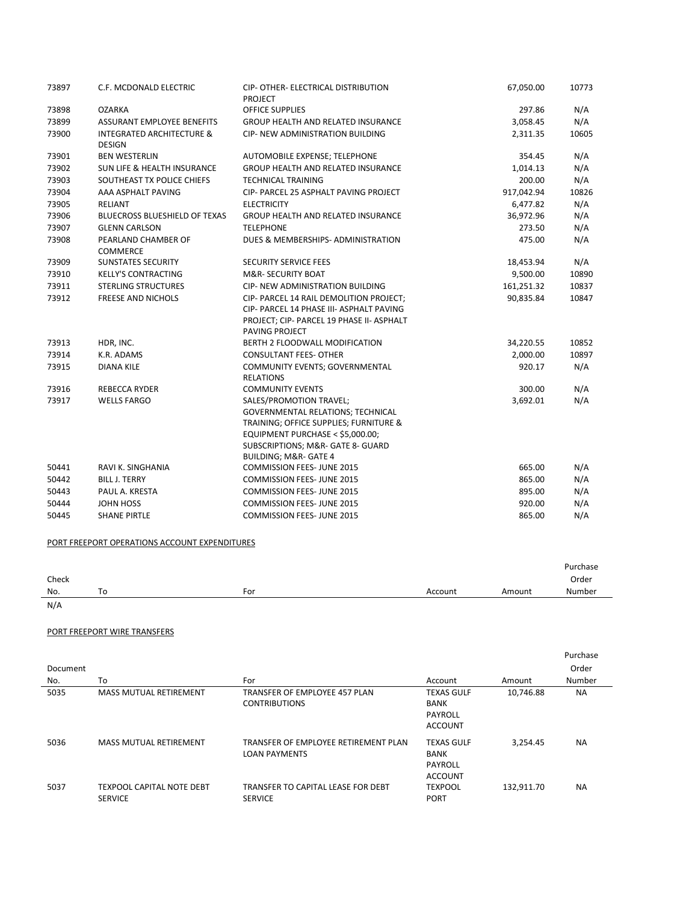| | | | | | |
|---|---|---|---|---|---|
| 73897 | C.F. MCDONALD ELECTRIC | CIP- OTHER- ELECTRICAL DISTRIBUTION PROJECT | | 67,050.00 | 10773 |
| 73898 | OZARKA | OFFICE SUPPLIES | | 297.86 | N/A |
| 73899 | ASSURANT EMPLOYEE BENEFITS | GROUP HEALTH AND RELATED INSURANCE | | 3,058.45 | N/A |
| 73900 | INTEGRATED ARCHITECTURE & DESIGN | CIP- NEW ADMINISTRATION BUILDING | | 2,311.35 | 10605 |
| 73901 | BEN WESTERLIN | AUTOMOBILE EXPENSE; TELEPHONE | | 354.45 | N/A |
| 73902 | SUN LIFE & HEALTH INSURANCE | GROUP HEALTH AND RELATED INSURANCE | | 1,014.13 | N/A |
| 73903 | SOUTHEAST TX POLICE CHIEFS | TECHNICAL TRAINING | | 200.00 | N/A |
| 73904 | AAA ASPHALT PAVING | CIP- PARCEL 25 ASPHALT PAVING PROJECT | | 917,042.94 | 10826 |
| 73905 | RELIANT | ELECTRICITY | | 6,477.82 | N/A |
| 73906 | BLUECROSS BLUESHIELD OF TEXAS | GROUP HEALTH AND RELATED INSURANCE | | 36,972.96 | N/A |
| 73907 | GLENN CARLSON | TELEPHONE | | 273.50 | N/A |
| 73908 | PEARLAND CHAMBER OF COMMERCE | DUES & MEMBERSHIPS- ADMINISTRATION | | 475.00 | N/A |
| 73909 | SUNSTATES SECURITY | SECURITY SERVICE FEES | | 18,453.94 | N/A |
| 73910 | KELLY'S CONTRACTING | M&R- SECURITY BOAT | | 9,500.00 | 10890 |
| 73911 | STERLING STRUCTURES | CIP- NEW ADMINISTRATION BUILDING | | 161,251.32 | 10837 |
| 73912 | FREESE AND NICHOLS | CIP- PARCEL 14 RAIL DEMOLITION PROJECT; CIP- PARCEL 14 PHASE III- ASPHALT PAVING PROJECT; CIP- PARCEL 19 PHASE II- ASPHALT PAVING PROJECT | | 90,835.84 | 10847 |
| 73913 | HDR, INC. | BERTH 2 FLOODWALL MODIFICATION | | 34,220.55 | 10852 |
| 73914 | K.R. ADAMS | CONSULTANT FEES- OTHER | | 2,000.00 | 10897 |
| 73915 | DIANA KILE | COMMUNITY EVENTS; GOVERNMENTAL RELATIONS | | 920.17 | N/A |
| 73916 | REBECCA RYDER | COMMUNITY EVENTS | | 300.00 | N/A |
| 73917 | WELLS FARGO | SALES/PROMOTION TRAVEL; GOVERNMENTAL RELATIONS; TECHNICAL TRAINING; OFFICE SUPPLIES; FURNITURE & EQUIPMENT PURCHASE < $5,000.00; SUBSCRIPTIONS; M&R- GATE 8- GUARD BUILDING; M&R- GATE 4 | | 3,692.01 | N/A |
| 50441 | RAVI K. SINGHANIA | COMMISSION FEES- JUNE 2015 | | 665.00 | N/A |
| 50442 | BILL J. TERRY | COMMISSION FEES- JUNE 2015 | | 865.00 | N/A |
| 50443 | PAUL A. KRESTA | COMMISSION FEES- JUNE 2015 | | 895.00 | N/A |
| 50444 | JOHN HOSS | COMMISSION FEES- JUNE 2015 | | 920.00 | N/A |
| 50445 | SHANE PIRTLE | COMMISSION FEES- JUNE 2015 | | 865.00 | N/A |

PORT FREEPORT OPERATIONS ACCOUNT EXPENDITURES

| Check No. | To | For | Account | Amount | Purchase Order Number |
|---|---|---|---|---|---|
| N/A | | | | | |

PORT FREEPORT WIRE TRANSFERS

| Document No. | To | For | Account | Amount | Purchase Order Number |
|---|---|---|---|---|---|
| 5035 | MASS MUTUAL RETIREMENT | TRANSFER OF EMPLOYEE 457 PLAN CONTRIBUTIONS | TEXAS GULF BANK PAYROLL ACCOUNT | 10,746.88 | NA |
| 5036 | MASS MUTUAL RETIREMENT | TRANSFER OF EMPLOYEE RETIREMENT PLAN LOAN PAYMENTS | TEXAS GULF BANK PAYROLL ACCOUNT | 3,254.45 | NA |
| 5037 | TEXPOOL CAPITAL NOTE DEBT SERVICE | TRANSFER TO CAPITAL LEASE FOR DEBT SERVICE | TEXPOOL PORT | 132,911.70 | NA |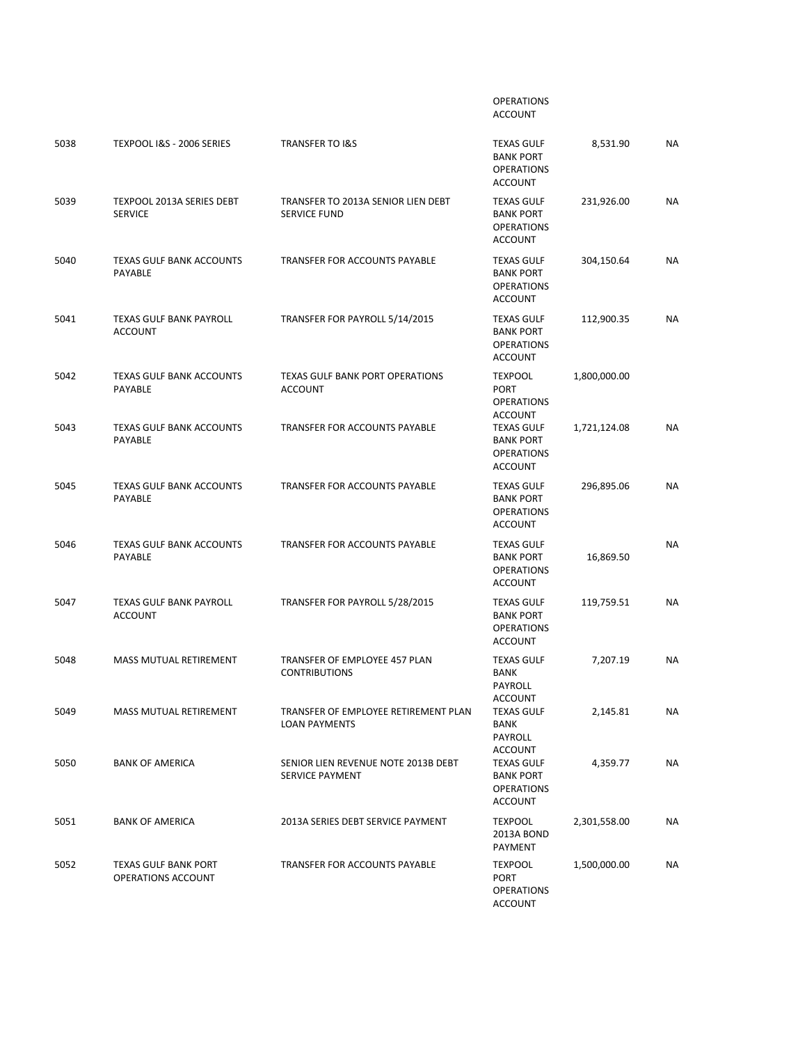| | | | OPERATIONS ACCOUNT | | |
|---|---|---|---|---|---|
| 5038 | TEXPOOL I&S - 2006 SERIES | TRANSFER TO I&S | TEXAS GULF BANK PORT OPERATIONS ACCOUNT | 8,531.90 | NA |
| 5039 | TEXPOOL 2013A SERIES DEBT SERVICE | TRANSFER TO 2013A SENIOR LIEN DEBT SERVICE FUND | TEXAS GULF BANK PORT OPERATIONS ACCOUNT | 231,926.00 | NA |
| 5040 | TEXAS GULF BANK ACCOUNTS PAYABLE | TRANSFER FOR ACCOUNTS PAYABLE | TEXAS GULF BANK PORT OPERATIONS ACCOUNT | 304,150.64 | NA |
| 5041 | TEXAS GULF BANK PAYROLL ACCOUNT | TRANSFER FOR PAYROLL 5/14/2015 | TEXAS GULF BANK PORT OPERATIONS ACCOUNT | 112,900.35 | NA |
| 5042 | TEXAS GULF BANK ACCOUNTS PAYABLE | TEXAS GULF BANK PORT OPERATIONS ACCOUNT | TEXPOOL PORT OPERATIONS ACCOUNT | 1,800,000.00 | |
| 5043 | TEXAS GULF BANK ACCOUNTS PAYABLE | TRANSFER FOR ACCOUNTS PAYABLE | TEXAS GULF BANK PORT OPERATIONS ACCOUNT | 1,721,124.08 | NA |
| 5045 | TEXAS GULF BANK ACCOUNTS PAYABLE | TRANSFER FOR ACCOUNTS PAYABLE | TEXAS GULF BANK PORT OPERATIONS ACCOUNT | 296,895.06 | NA |
| 5046 | TEXAS GULF BANK ACCOUNTS PAYABLE | TRANSFER FOR ACCOUNTS PAYABLE | TEXAS GULF BANK PORT OPERATIONS ACCOUNT | 16,869.50 | NA |
| 5047 | TEXAS GULF BANK PAYROLL ACCOUNT | TRANSFER FOR PAYROLL 5/28/2015 | TEXAS GULF BANK PORT OPERATIONS ACCOUNT | 119,759.51 | NA |
| 5048 | MASS MUTUAL RETIREMENT | TRANSFER OF EMPLOYEE 457 PLAN CONTRIBUTIONS | TEXAS GULF BANK PAYROLL ACCOUNT | 7,207.19 | NA |
| 5049 | MASS MUTUAL RETIREMENT | TRANSFER OF EMPLOYEE RETIREMENT PLAN LOAN PAYMENTS | TEXAS GULF BANK PAYROLL ACCOUNT | 2,145.81 | NA |
| 5050 | BANK OF AMERICA | SENIOR LIEN REVENUE NOTE 2013B DEBT SERVICE PAYMENT | TEXAS GULF BANK PORT OPERATIONS ACCOUNT | 4,359.77 | NA |
| 5051 | BANK OF AMERICA | 2013A SERIES DEBT SERVICE PAYMENT | TEXPOOL 2013A BOND PAYMENT | 2,301,558.00 | NA |
| 5052 | TEXAS GULF BANK PORT OPERATIONS ACCOUNT | TRANSFER FOR ACCOUNTS PAYABLE | TEXPOOL PORT OPERATIONS ACCOUNT | 1,500,000.00 | NA |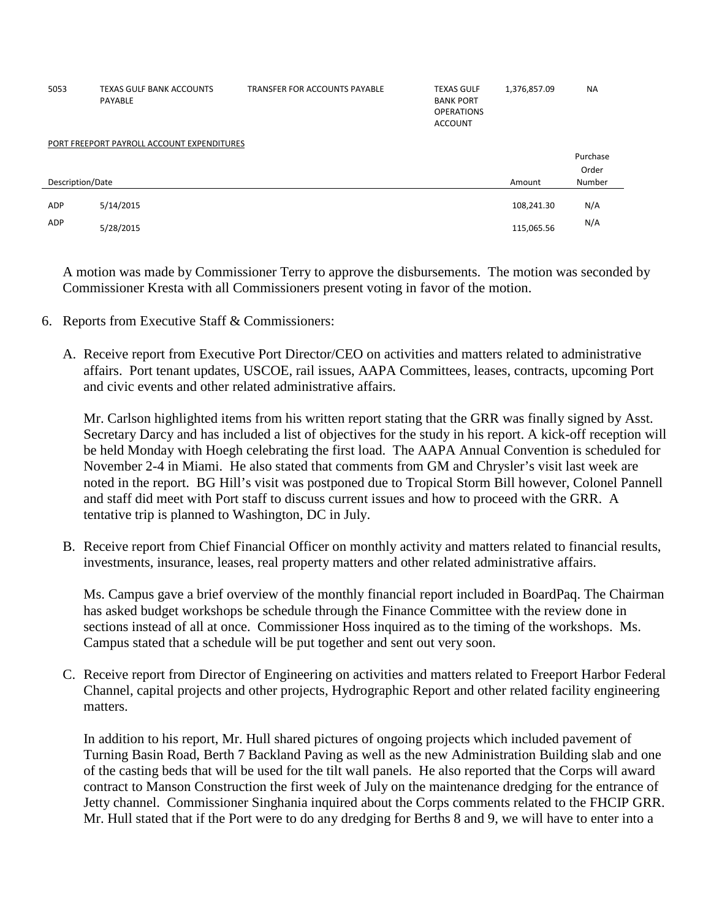| 5053 | TEXAS GULF BANK ACCOUNTS PAYABLE | TRANSFER FOR ACCOUNTS PAYABLE | TEXAS GULF BANK PORT OPERATIONS ACCOUNT | 1,376,857.09 | NA |
|---|---|---|---|---|---|

PORT FREEPORT PAYROLL ACCOUNT EXPENDITURES

| Description/Date | | Amount | Purchase Order Number |
|---|---|---|---|
| ADP | 5/14/2015 | 108,241.30 | N/A |
| ADP | 5/28/2015 | 115,065.56 | N/A |

A motion was made by Commissioner Terry to approve the disbursements. The motion was seconded by Commissioner Kresta with all Commissioners present voting in favor of the motion.

6. Reports from Executive Staff & Commissioners:

   A. Receive report from Executive Port Director/CEO on activities and matters related to administrative affairs. Port tenant updates, USCOE, rail issues, AAPA Committees, leases, contracts, upcoming Port and civic events and other related administrative affairs.

      Mr. Carlson highlighted items from his written report stating that the GRR was finally signed by Asst. Secretary Darcy and has included a list of objectives for the study in his report. A kick-off reception will be held Monday with Hoegh celebrating the first load. The AAPA Annual Convention is scheduled for November 2-4 in Miami. He also stated that comments from GM and Chrysler's visit last week are noted in the report. BG Hill's visit was postponed due to Tropical Storm Bill however, Colonel Pannell and staff did meet with Port staff to discuss current issues and how to proceed with the GRR. A tentative trip is planned to Washington, DC in July.

   B. Receive report from Chief Financial Officer on monthly activity and matters related to financial results, investments, insurance, leases, real property matters and other related administrative affairs.

      Ms. Campus gave a brief overview of the monthly financial report included in BoardPaq. The Chairman has asked budget workshops be schedule through the Finance Committee with the review done in sections instead of all at once. Commissioner Hoss inquired as to the timing of the workshops. Ms. Campus stated that a schedule will be put together and sent out very soon.

   C. Receive report from Director of Engineering on activities and matters related to Freeport Harbor Federal Channel, capital projects and other projects, Hydrographic Report and other related facility engineering matters.

      In addition to his report, Mr. Hull shared pictures of ongoing projects which included pavement of Turning Basin Road, Berth 7 Backland Paving as well as the new Administration Building slab and one of the casting beds that will be used for the tilt wall panels. He also reported that the Corps will award contract to Manson Construction the first week of July on the maintenance dredging for the entrance of Jetty channel. Commissioner Singhania inquired about the Corps comments related to the FHCIP GRR. Mr. Hull stated that if the Port were to do any dredging for Berths 8 and 9, we will have to enter into a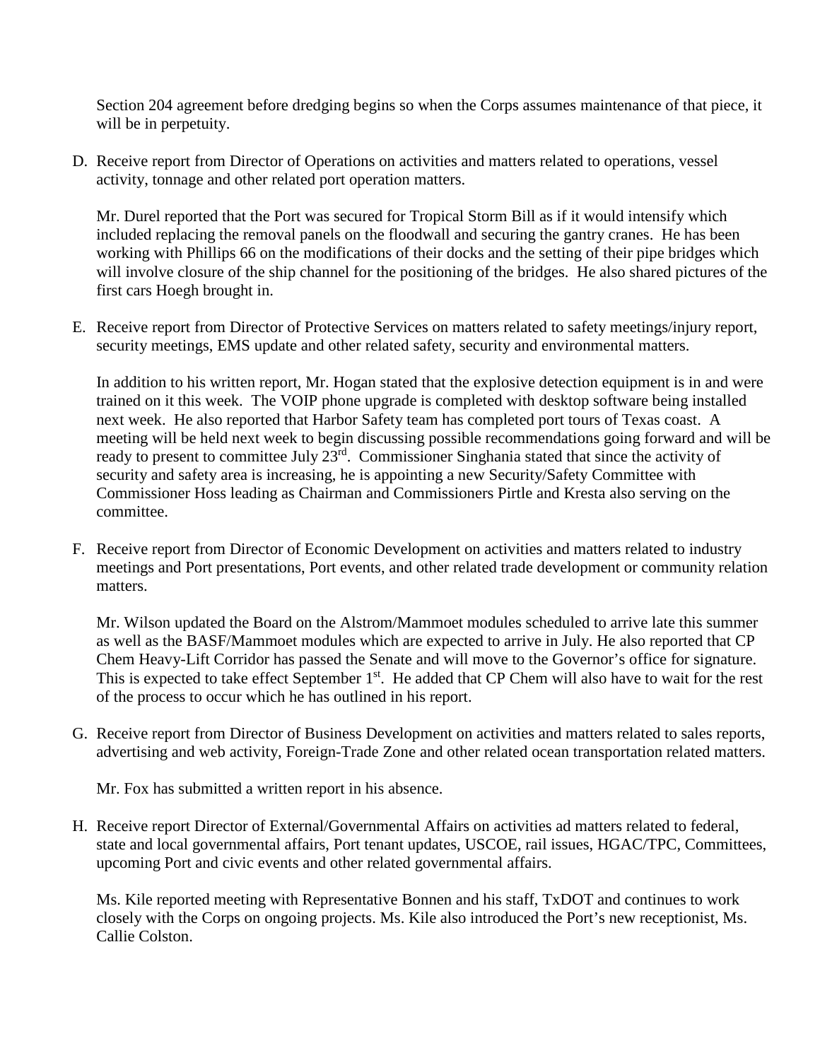Section 204 agreement before dredging begins so when the Corps assumes maintenance of that piece, it will be in perpetuity.

D. Receive report from Director of Operations on activities and matters related to operations, vessel activity, tonnage and other related port operation matters.

   Mr. Durel reported that the Port was secured for Tropical Storm Bill as if it would intensify which included replacing the removal panels on the floodwall and securing the gantry cranes. He has been working with Phillips 66 on the modifications of their docks and the setting of their pipe bridges which will involve closure of the ship channel for the positioning of the bridges. He also shared pictures of the first cars Hoegh brought in.

E. Receive report from Director of Protective Services on matters related to safety meetings/injury report, security meetings, EMS update and other related safety, security and environmental matters.

   In addition to his written report, Mr. Hogan stated that the explosive detection equipment is in and were trained on it this week. The VOIP phone upgrade is completed with desktop software being installed next week. He also reported that Harbor Safety team has completed port tours of Texas coast. A meeting will be held next week to begin discussing possible recommendations going forward and will be ready to present to committee July 23rd. Commissioner Singhania stated that since the activity of security and safety area is increasing, he is appointing a new Security/Safety Committee with Commissioner Hoss leading as Chairman and Commissioners Pirtle and Kresta also serving on the committee.

F. Receive report from Director of Economic Development on activities and matters related to industry meetings and Port presentations, Port events, and other related trade development or community relation matters.

   Mr. Wilson updated the Board on the Alstrom/Mammoet modules scheduled to arrive late this summer as well as the BASF/Mammoet modules which are expected to arrive in July. He also reported that CP Chem Heavy-Lift Corridor has passed the Senate and will move to the Governor's office for signature. This is expected to take effect September 1st. He added that CP Chem will also have to wait for the rest of the process to occur which he has outlined in his report.

G. Receive report from Director of Business Development on activities and matters related to sales reports, advertising and web activity, Foreign-Trade Zone and other related ocean transportation related matters.

   Mr. Fox has submitted a written report in his absence.

H. Receive report Director of External/Governmental Affairs on activities ad matters related to federal, state and local governmental affairs, Port tenant updates, USCOE, rail issues, HGAC/TPC, Committees, upcoming Port and civic events and other related governmental affairs.

   Ms. Kile reported meeting with Representative Bonnen and his staff, TxDOT and continues to work closely with the Corps on ongoing projects. Ms. Kile also introduced the Port's new receptionist, Ms. Callie Colston.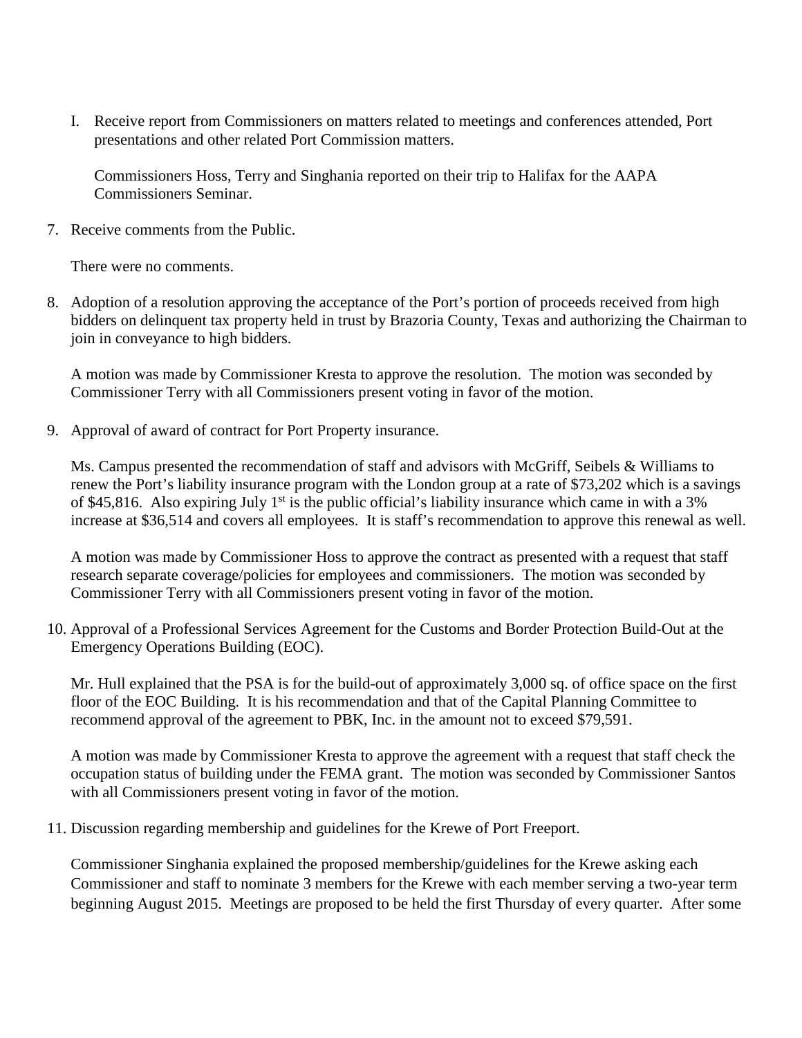I. Receive report from Commissioners on matters related to meetings and conferences attended, Port presentations and other related Port Commission matters.

   Commissioners Hoss, Terry and Singhania reported on their trip to Halifax for the AAPA Commissioners Seminar.

7. Receive comments from the Public.

   There were no comments.

8. Adoption of a resolution approving the acceptance of the Port's portion of proceeds received from high bidders on delinquent tax property held in trust by Brazoria County, Texas and authorizing the Chairman to join in conveyance to high bidders.

   A motion was made by Commissioner Kresta to approve the resolution. The motion was seconded by Commissioner Terry with all Commissioners present voting in favor of the motion.

9. Approval of award of contract for Port Property insurance.

   Ms. Campus presented the recommendation of staff and advisors with McGriff, Seibels & Williams to renew the Port's liability insurance program with the London group at a rate of $73,202 which is a savings of $45,816. Also expiring July 1st is the public official's liability insurance which came in with a 3% increase at $36,514 and covers all employees. It is staff's recommendation to approve this renewal as well.

   A motion was made by Commissioner Hoss to approve the contract as presented with a request that staff research separate coverage/policies for employees and commissioners. The motion was seconded by Commissioner Terry with all Commissioners present voting in favor of the motion.

10. Approval of a Professional Services Agreement for the Customs and Border Protection Build-Out at the Emergency Operations Building (EOC).

    Mr. Hull explained that the PSA is for the build-out of approximately 3,000 sq. of office space on the first floor of the EOC Building. It is his recommendation and that of the Capital Planning Committee to recommend approval of the agreement to PBK, Inc. in the amount not to exceed $79,591.

    A motion was made by Commissioner Kresta to approve the agreement with a request that staff check the occupation status of building under the FEMA grant. The motion was seconded by Commissioner Santos with all Commissioners present voting in favor of the motion.

11. Discussion regarding membership and guidelines for the Krewe of Port Freeport.

    Commissioner Singhania explained the proposed membership/guidelines for the Krewe asking each Commissioner and staff to nominate 3 members for the Krewe with each member serving a two-year term beginning August 2015. Meetings are proposed to be held the first Thursday of every quarter. After some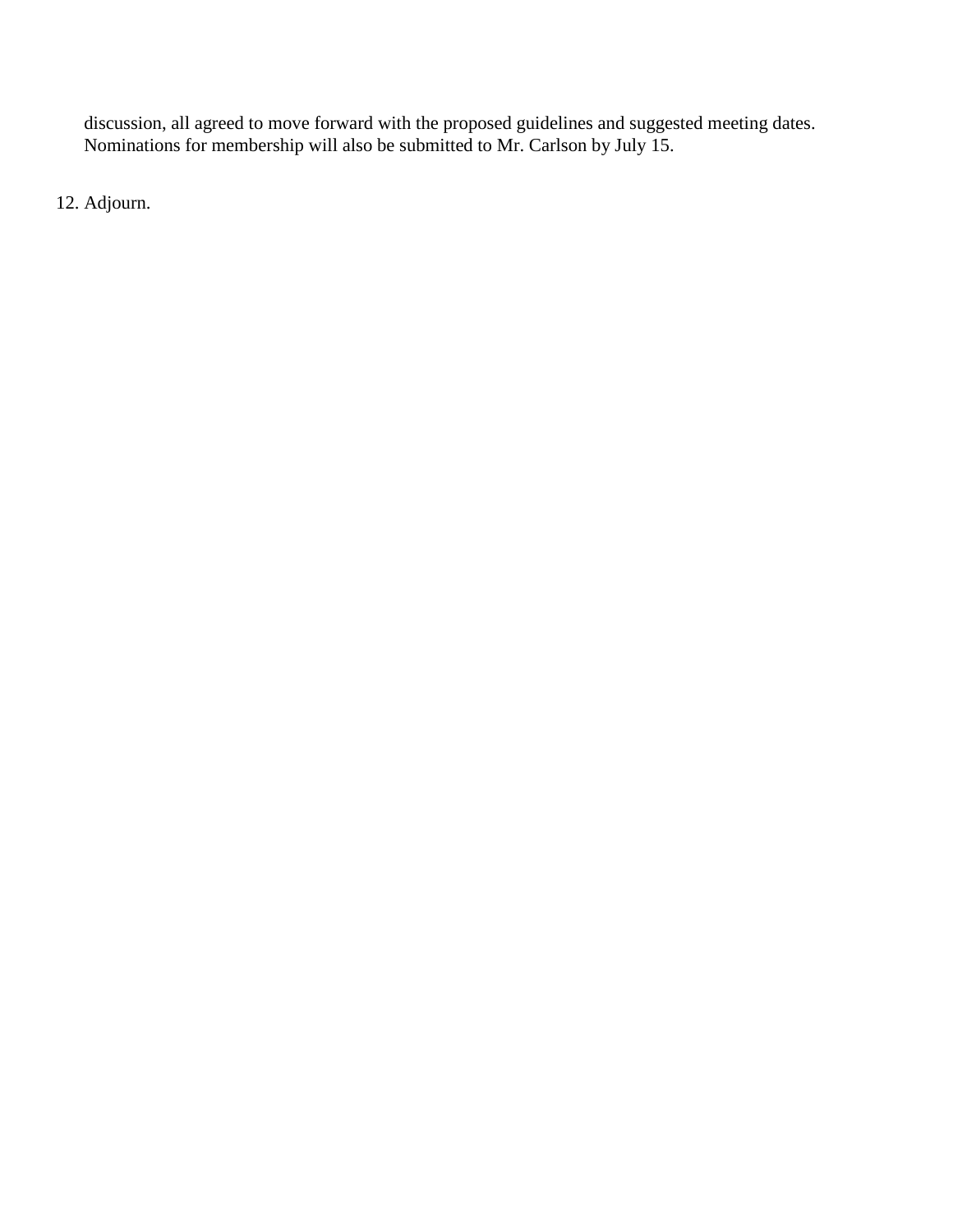discussion, all agreed to move forward with the proposed guidelines and suggested meeting dates. Nominations for membership will also be submitted to Mr. Carlson by July 15.

12. Adjourn.